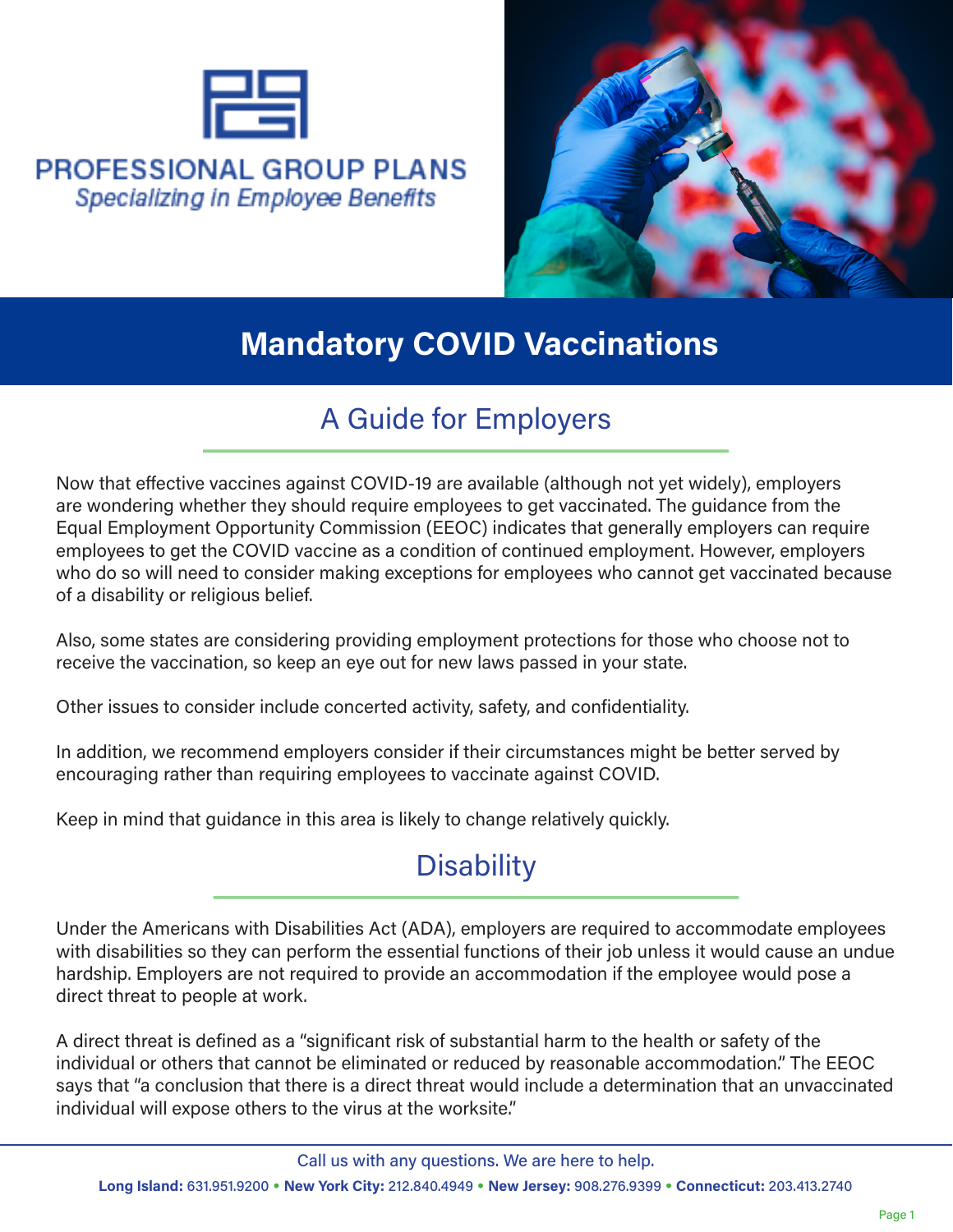PROFESSIONAL GROUP PLANS

*Specializing in Employee Benefits*

# Mandatory COVID Vaccinations

## A Guide for Employers

Now that effective vaccines against COVID-19 are available (although not yet widely), employers are wondering whether they should require employees to get vaccinated. The guidance from the Equal Employment Opportunity Commission (EEOC) indicates that generally employers can require employees to get the COVID vaccine as a condition of continued employment. However, employers who do so will need to consider making exceptions for employees who cannot get vaccinated because of a disability or religious belief.

Also, some states are considering providing employment protections for those who choose not to receive the vaccination, so keep an eye out for new laws passed in your state.

Other issues to consider include concerted activity, safety, and confidentiality.

In addition, we recommend employers consider if their circumstances might be better served by encouraging rather than requiring employees to vaccinate against COVID.

Keep in mind that guidance in this area is likely to change relatively quickly.

## Disability

Under the Americans with Disabilities Act (ADA), employers are required to accommodate employees with disabilities so they can perform the essential functions of their job unless it would cause an undue hardship. Employers are not required to provide an accommodation if the employee would pose a direct threat to people at work.

A direct threat is defined as a "significant risk of substantial harm to the health or safety of the individual or others that cannot be eliminated or reduced by reasonable accommodation." The EEOC says that "a conclusion that there is a direct threat would include a determination that an unvaccinated individual will expose others to the virus at the worksite."

Call us with any questions. We are here to help.

**Long Island:** 631.951.9200 • **New York City:** 212.840.4949 • **New Jersey:** 908.276.9399 • **Connecticut:** 203.413.2740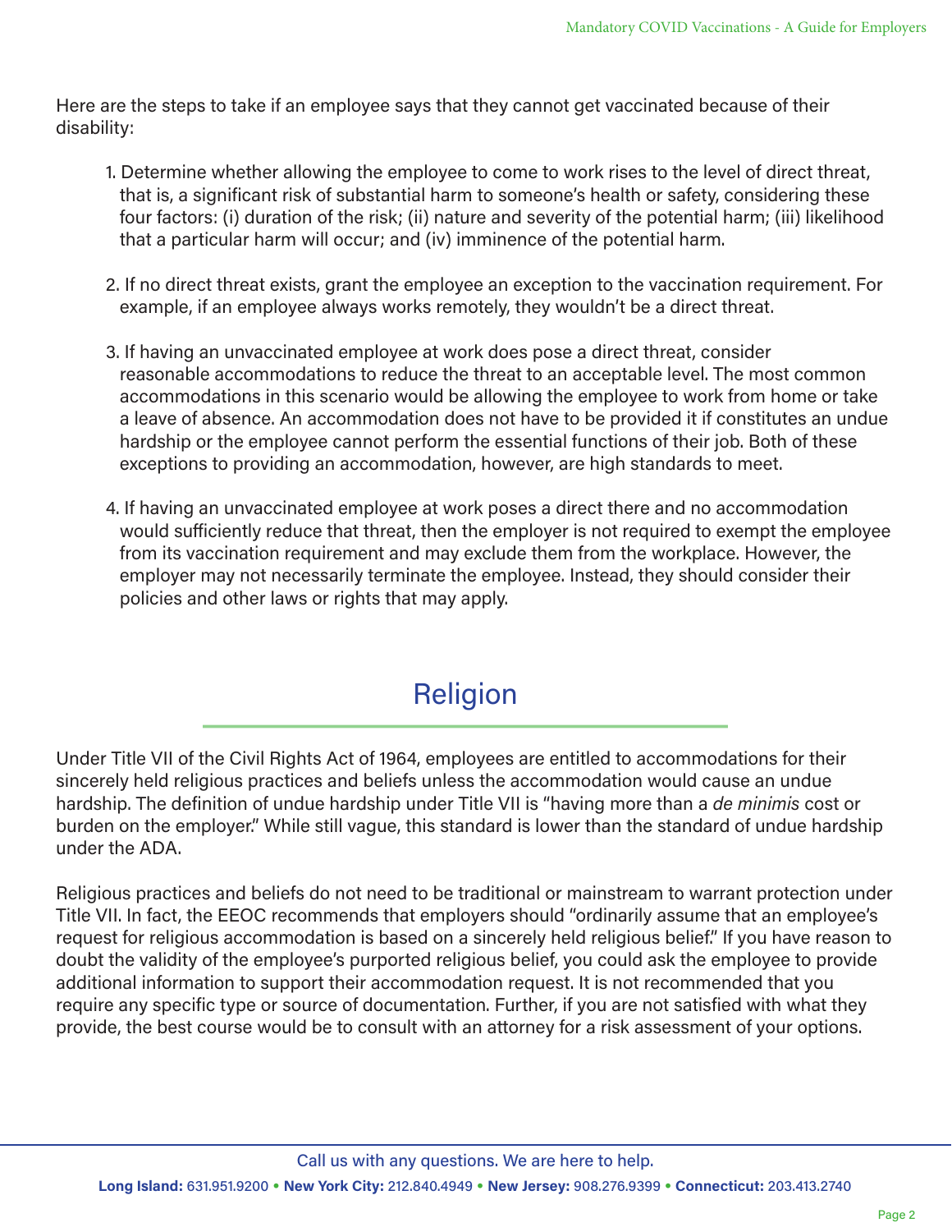Here are the steps to take if an employee says that they cannot get vaccinated because of their disability:

1. Determine whether allowing the employee to come to work rises to the level of direct threat, that is, a significant risk of substantial harm to someone's health or safety, considering these four factors: (i) duration of the risk; (ii) nature and severity of the potential harm; (iii) likelihood that a particular harm will occur; and (iv) imminence of the potential harm.

2. If no direct threat exists, grant the employee an exception to the vaccination requirement. For example, if an employee always works remotely, they wouldn't be a direct threat.

3. If having an unvaccinated employee at work does pose a direct threat, consider reasonable accommodations to reduce the threat to an acceptable level. The most common accommodations in this scenario would be allowing the employee to work from home or take a leave of absence. An accommodation does not have to be provided it if constitutes an undue hardship or the employee cannot perform the essential functions of their job. Both of these exceptions to providing an accommodation, however, are high standards to meet.

4. If having an unvaccinated employee at work poses a direct there and no accommodation would sufficiently reduce that threat, then the employer is not required to exempt the employee from its vaccination requirement and may exclude them from the workplace. However, the employer may not necessarily terminate the employee. Instead, they should consider their policies and other laws or rights that may apply.

## Religion

Under Title VII of the Civil Rights Act of 1964, employees are entitled to accommodations for their sincerely held religious practices and beliefs unless the accommodation would cause an undue hardship. The definition of undue hardship under Title VII is "having more than a *de minimis* cost or burden on the employer." While still vague, this standard is lower than the standard of undue hardship under the ADA.

Religious practices and beliefs do not need to be traditional or mainstream to warrant protection under Title VII. In fact, the EEOC recommends that employers should "ordinarily assume that an employee's request for religious accommodation is based on a sincerely held religious belief." If you have reason to doubt the validity of the employee's purported religious belief, you could ask the employee to provide additional information to support their accommodation request. It is not recommended that you require any specific type or source of documentation. Further, if you are not satisfied with what they provide, the best course would be to consult with an attorney for a risk assessment of your options.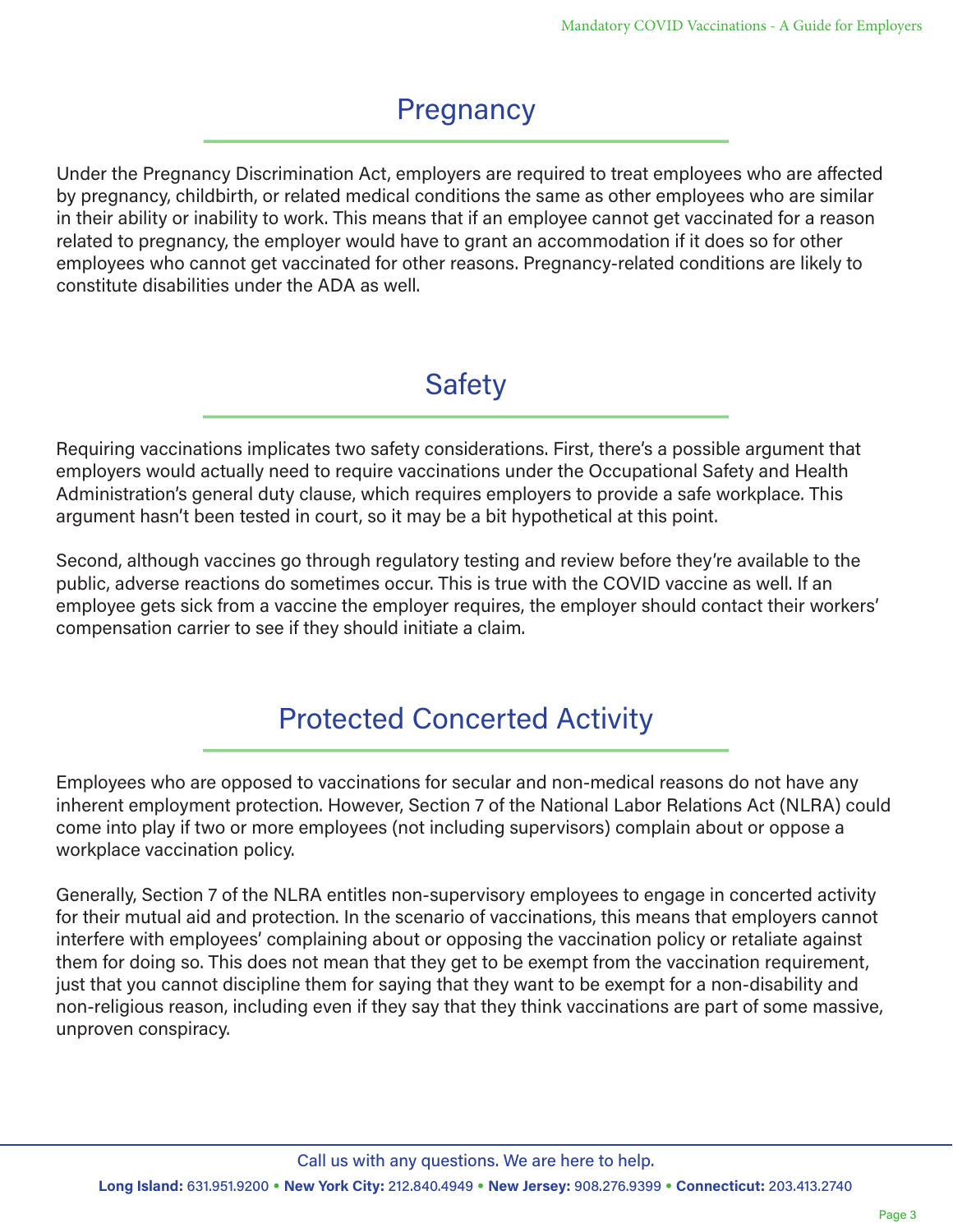## Pregnancy

Under the Pregnancy Discrimination Act, employers are required to treat employees who are affected by pregnancy, childbirth, or related medical conditions the same as other employees who are similar in their ability or inability to work. This means that if an employee cannot get vaccinated for a reason related to pregnancy, the employer would have to grant an accommodation if it does so for other employees who cannot get vaccinated for other reasons. Pregnancy-related conditions are likely to constitute disabilities under the ADA as well.

## Safety

Requiring vaccinations implicates two safety considerations. First, there's a possible argument that employers would actually need to require vaccinations under the Occupational Safety and Health Administration's general duty clause, which requires employers to provide a safe workplace. This argument hasn't been tested in court, so it may be a bit hypothetical at this point.

Second, although vaccines go through regulatory testing and review before they're available to the public, adverse reactions do sometimes occur. This is true with the COVID vaccine as well. If an employee gets sick from a vaccine the employer requires, the employer should contact their workers' compensation carrier to see if they should initiate a claim.

## Protected Concerted Activity

Employees who are opposed to vaccinations for secular and non-medical reasons do not have any inherent employment protection. However, Section 7 of the National Labor Relations Act (NLRA) could come into play if two or more employees (not including supervisors) complain about or oppose a workplace vaccination policy.

Generally, Section 7 of the NLRA entitles non-supervisory employees to engage in concerted activity for their mutual aid and protection. In the scenario of vaccinations, this means that employers cannot interfere with employees' complaining about or opposing the vaccination policy or retaliate against them for doing so. This does not mean that they get to be exempt from the vaccination requirement, just that you cannot discipline them for saying that they want to be exempt for a non-disability and non-religious reason, including even if they say that they think vaccinations are part of some massive, unproven conspiracy.

Call us with any questions. We are here to help.

**Long Island:** 631.951.9200 • **New York City:** 212.840.4949 • **New Jersey:** 908.276.9399 • **Connecticut:** 203.413.2740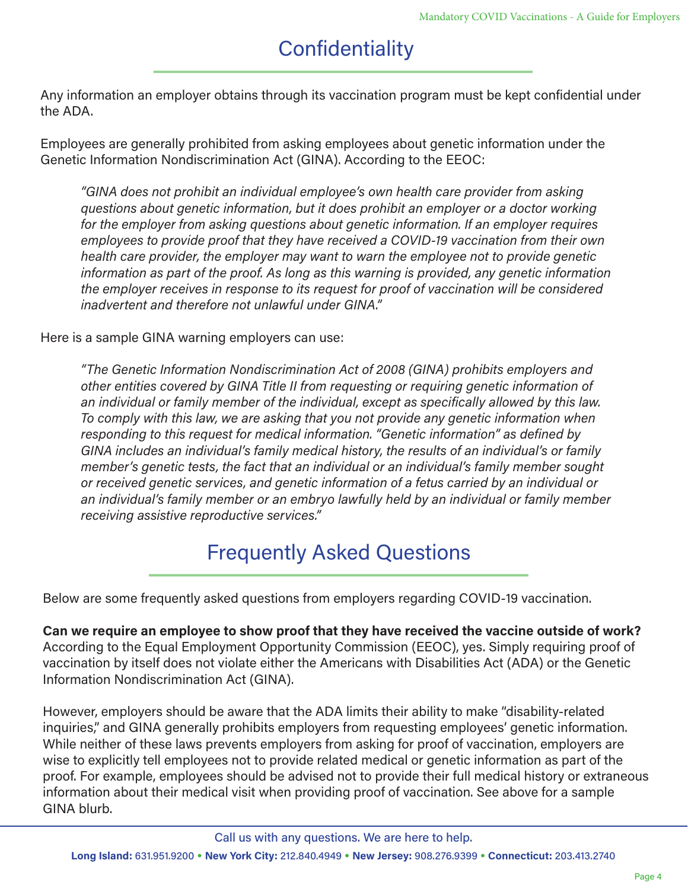## Confidentiality

Any information an employer obtains through its vaccination program must be kept confidential under the ADA.

Employees are generally prohibited from asking employees about genetic information under the Genetic Information Nondiscrimination Act (GINA). According to the EEOC:

> *"GINA does not prohibit an individual employee's own health care provider from asking questions about genetic information, but it does prohibit an employer or a doctor working for the employer from asking questions about genetic information. If an employer requires employees to provide proof that they have received a COVID-19 vaccination from their own health care provider, the employer may want to warn the employee not to provide genetic information as part of the proof. As long as this warning is provided, any genetic information the employer receives in response to its request for proof of vaccination will be considered inadvertent and therefore not unlawful under GINA."*

Here is a sample GINA warning employers can use:

> *"The Genetic Information Nondiscrimination Act of 2008 (GINA) prohibits employers and other entities covered by GINA Title II from requesting or requiring genetic information of an individual or family member of the individual, except as specifically allowed by this law. To comply with this law, we are asking that you not provide any genetic information when responding to this request for medical information. "Genetic information" as defined by GINA includes an individual's family medical history, the results of an individual's or family member's genetic tests, the fact that an individual or an individual's family member sought or received genetic services, and genetic information of a fetus carried by an individual or an individual's family member or an embryo lawfully held by an individual or family member receiving assistive reproductive services."*

## Frequently Asked Questions

Below are some frequently asked questions from employers regarding COVID-19 vaccination.

**Can we require an employee to show proof that they have received the vaccine outside of work?**
According to the Equal Employment Opportunity Commission (EEOC), yes. Simply requiring proof of vaccination by itself does not violate either the Americans with Disabilities Act (ADA) or the Genetic Information Nondiscrimination Act (GINA).

However, employers should be aware that the ADA limits their ability to make "disability-related inquiries," and GINA generally prohibits employers from requesting employees' genetic information. While neither of these laws prevents employers from asking for proof of vaccination, employers are wise to explicitly tell employees not to provide related medical or genetic information as part of the proof. For example, employees should be advised not to provide their full medical history or extraneous information about their medical visit when providing proof of vaccination. See above for a sample GINA blurb.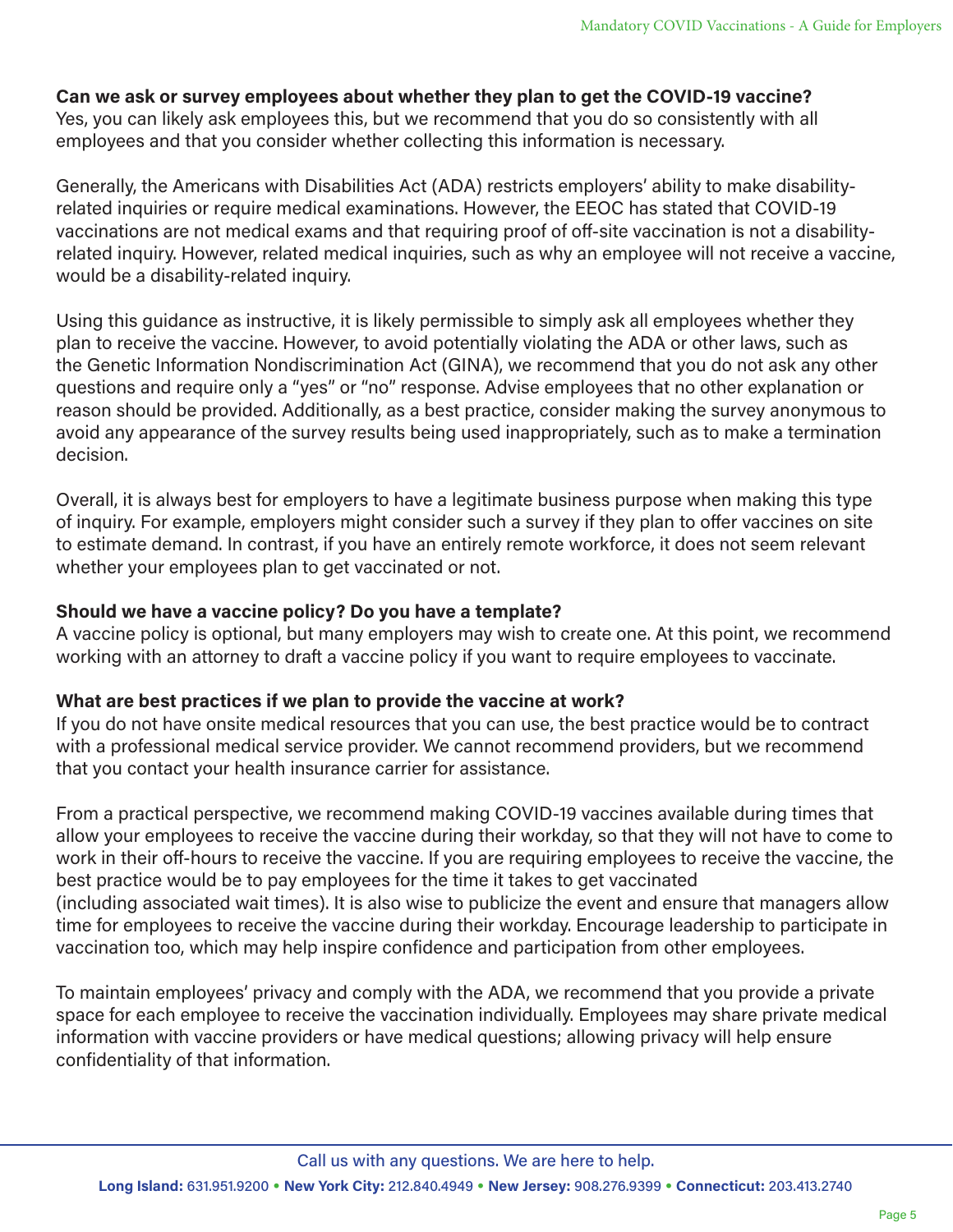**Can we ask or survey employees about whether they plan to get the COVID-19 vaccine?**
Yes, you can likely ask employees this, but we recommend that you do so consistently with all employees and that you consider whether collecting this information is necessary.

Generally, the Americans with Disabilities Act (ADA) restricts employers' ability to make disability-related inquiries or require medical examinations. However, the EEOC has stated that COVID-19 vaccinations are not medical exams and that requiring proof of off-site vaccination is not a disability-related inquiry. However, related medical inquiries, such as why an employee will not receive a vaccine, would be a disability-related inquiry.

Using this guidance as instructive, it is likely permissible to simply ask all employees whether they plan to receive the vaccine. However, to avoid potentially violating the ADA or other laws, such as the Genetic Information Nondiscrimination Act (GINA), we recommend that you do not ask any other questions and require only a "yes" or "no" response. Advise employees that no other explanation or reason should be provided. Additionally, as a best practice, consider making the survey anonymous to avoid any appearance of the survey results being used inappropriately, such as to make a termination decision.

Overall, it is always best for employers to have a legitimate business purpose when making this type of inquiry. For example, employers might consider such a survey if they plan to offer vaccines on site to estimate demand. In contrast, if you have an entirely remote workforce, it does not seem relevant whether your employees plan to get vaccinated or not.

**Should we have a vaccine policy? Do you have a template?**
A vaccine policy is optional, but many employers may wish to create one. At this point, we recommend working with an attorney to draft a vaccine policy if you want to require employees to vaccinate.

**What are best practices if we plan to provide the vaccine at work?**
If you do not have onsite medical resources that you can use, the best practice would be to contract with a professional medical service provider. We cannot recommend providers, but we recommend that you contact your health insurance carrier for assistance.

From a practical perspective, we recommend making COVID-19 vaccines available during times that allow your employees to receive the vaccine during their workday, so that they will not have to come to work in their off-hours to receive the vaccine. If you are requiring employees to receive the vaccine, the best practice would be to pay employees for the time it takes to get vaccinated (including associated wait times). It is also wise to publicize the event and ensure that managers allow time for employees to receive the vaccine during their workday. Encourage leadership to participate in vaccination too, which may help inspire confidence and participation from other employees.

To maintain employees' privacy and comply with the ADA, we recommend that you provide a private space for each employee to receive the vaccination individually. Employees may share private medical information with vaccine providers or have medical questions; allowing privacy will help ensure confidentiality of that information.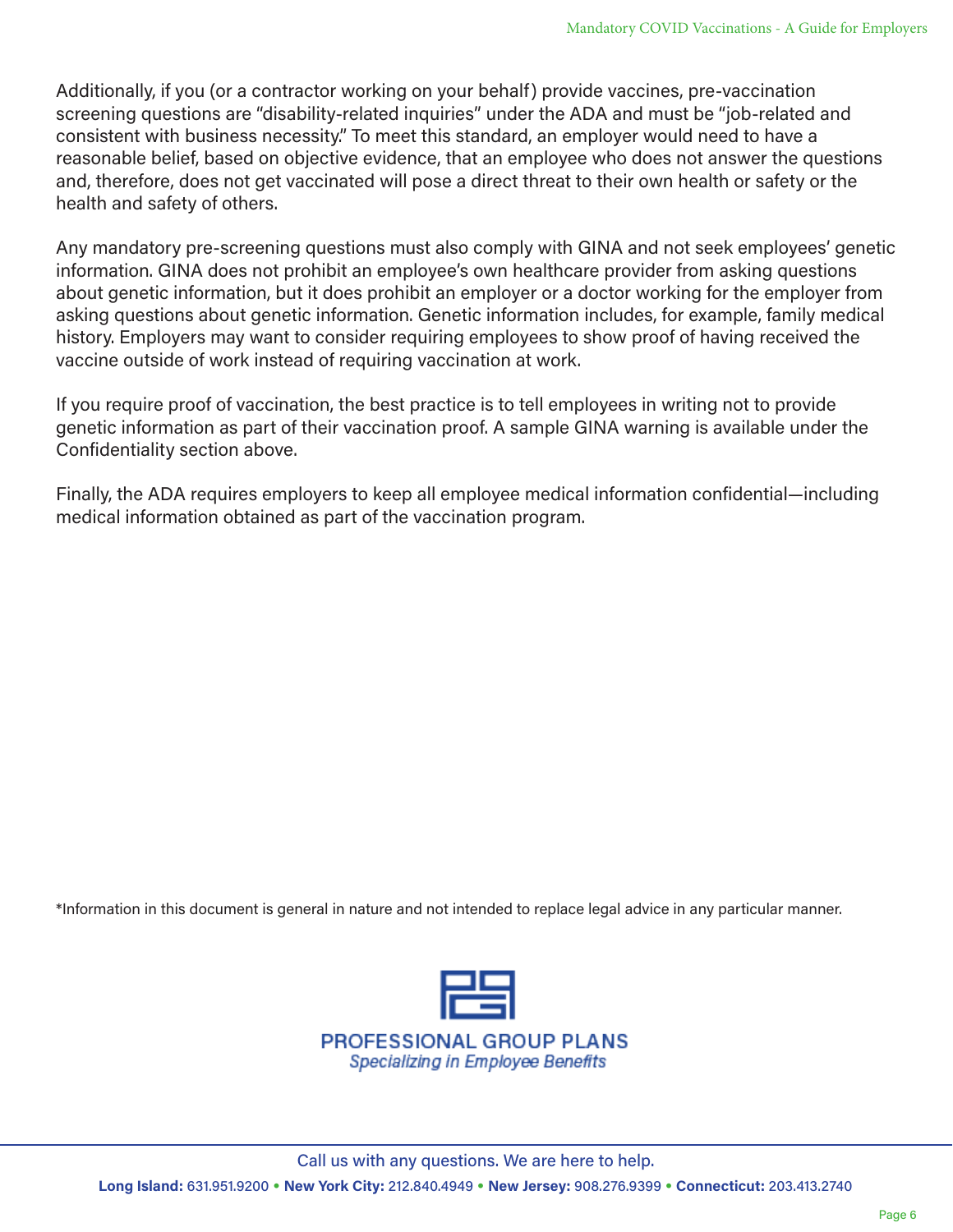Additionally, if you (or a contractor working on your behalf) provide vaccines, pre-vaccination screening questions are "disability-related inquiries" under the ADA and must be "job-related and consistent with business necessity." To meet this standard, an employer would need to have a reasonable belief, based on objective evidence, that an employee who does not answer the questions and, therefore, does not get vaccinated will pose a direct threat to their own health or safety or the health and safety of others.

Any mandatory pre-screening questions must also comply with GINA and not seek employees' genetic information. GINA does not prohibit an employee's own healthcare provider from asking questions about genetic information, but it does prohibit an employer or a doctor working for the employer from asking questions about genetic information. Genetic information includes, for example, family medical history. Employers may want to consider requiring employees to show proof of having received the vaccine outside of work instead of requiring vaccination at work.

If you require proof of vaccination, the best practice is to tell employees in writing not to provide genetic information as part of their vaccination proof. A sample GINA warning is available under the Confidentiality section above.

Finally, the ADA requires employers to keep all employee medical information confidential—including medical information obtained as part of the vaccination program.

*Information in this document is general in nature and not intended to replace legal advice in any particular manner.

PROFESSIONAL GROUP PLANS

*Specializing in Employee Benefits*

Call us with any questions. We are here to help.

**Long Island:** 631.951.9200 • **New York City:** 212.840.4949 • **New Jersey:** 908.276.9399 • **Connecticut:** 203.413.2740